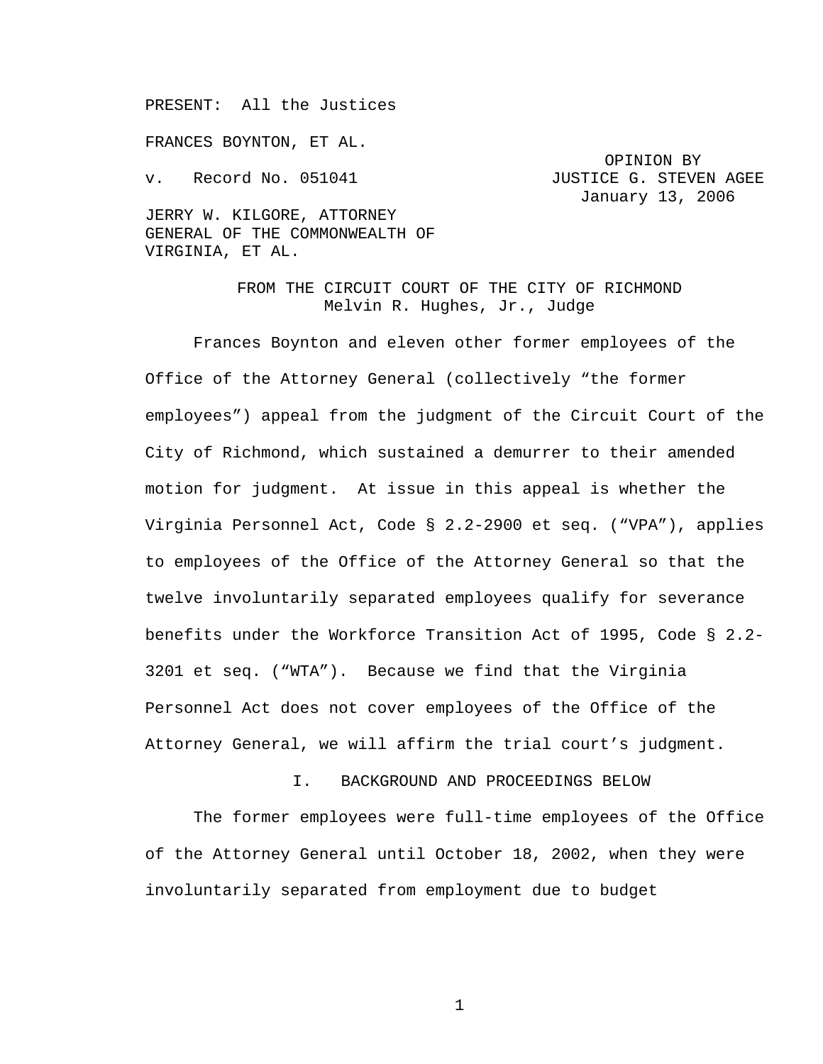PRESENT: All the Justices

FRANCES BOYNTON, ET AL.

v. Record No. 051041

OPINION BY JUSTICE G. STEVEN AGEE
January 13, 2006

JERRY W. KILGORE, ATTORNEY GENERAL OF THE COMMONWEALTH OF VIRGINIA, ET AL.

FROM THE CIRCUIT COURT OF THE CITY OF RICHMOND
Melvin R. Hughes, Jr., Judge

Frances Boynton and eleven other former employees of the Office of the Attorney General (collectively “the former employees”) appeal from the judgment of the Circuit Court of the City of Richmond, which sustained a demurrer to their amended motion for judgment. At issue in this appeal is whether the Virginia Personnel Act, Code § 2.2-2900 et seq. (“VPA”), applies to employees of the Office of the Attorney General so that the twelve involuntarily separated employees qualify for severance benefits under the Workforce Transition Act of 1995, Code § 2.2-3201 et seq. (“WTA”). Because we find that the Virginia Personnel Act does not cover employees of the Office of the Attorney General, we will affirm the trial court’s judgment.

## I. BACKGROUND AND PROCEEDINGS BELOW

The former employees were full-time employees of the Office of the Attorney General until October 18, 2002, when they were involuntarily separated from employment due to budget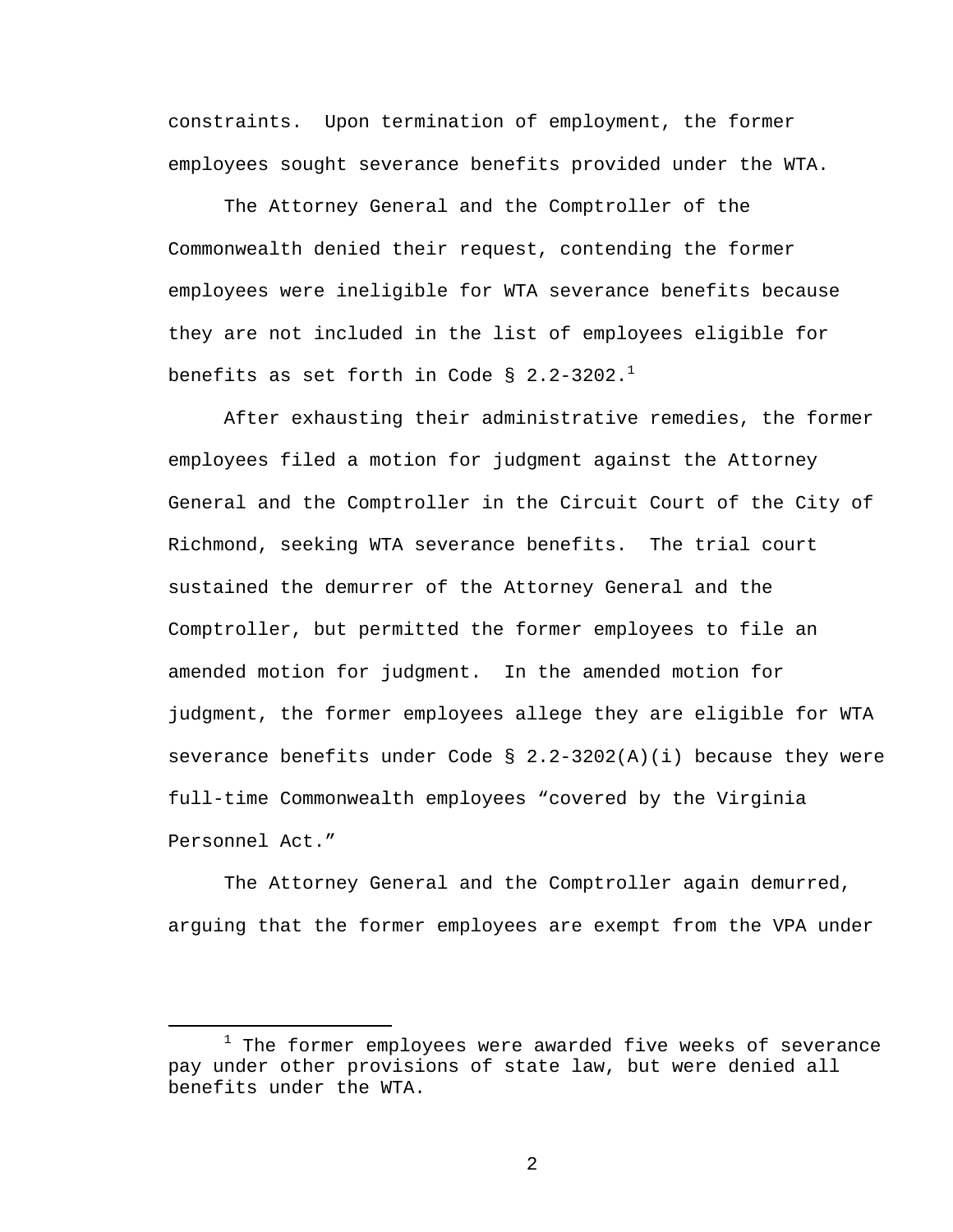constraints. Upon termination of employment, the former employees sought severance benefits provided under the WTA.

The Attorney General and the Comptroller of the Commonwealth denied their request, contending the former employees were ineligible for WTA severance benefits because they are not included in the list of employees eligible for benefits as set forth in Code § 2.2-3202.[1]

After exhausting their administrative remedies, the former employees filed a motion for judgment against the Attorney General and the Comptroller in the Circuit Court of the City of Richmond, seeking WTA severance benefits. The trial court sustained the demurrer of the Attorney General and the Comptroller, but permitted the former employees to file an amended motion for judgment. In the amended motion for judgment, the former employees allege they are eligible for WTA severance benefits under Code § 2.2-3202(A)(i) because they were full-time Commonwealth employees "covered by the Virginia Personnel Act."

The Attorney General and the Comptroller again demurred, arguing that the former employees are exempt from the VPA under

[1] The former employees were awarded five weeks of severance pay under other provisions of state law, but were denied all benefits under the WTA.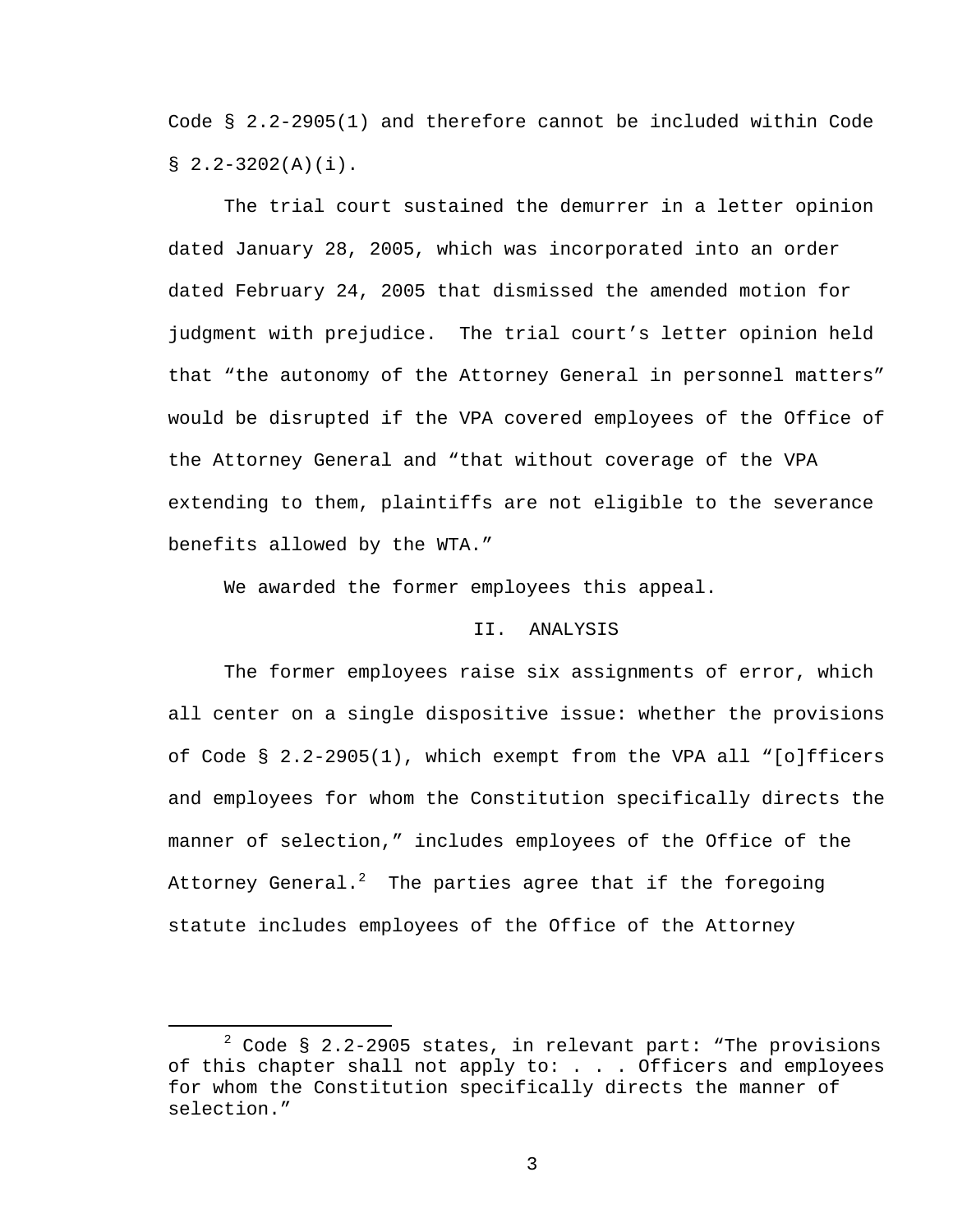Code § 2.2-2905(1) and therefore cannot be included within Code § 2.2-3202(A)(i).

The trial court sustained the demurrer in a letter opinion dated January 28, 2005, which was incorporated into an order dated February 24, 2005 that dismissed the amended motion for judgment with prejudice. The trial court's letter opinion held that "the autonomy of the Attorney General in personnel matters" would be disrupted if the VPA covered employees of the Office of the Attorney General and "that without coverage of the VPA extending to them, plaintiffs are not eligible to the severance benefits allowed by the WTA."

We awarded the former employees this appeal.

## II. ANALYSIS

The former employees raise six assignments of error, which all center on a single dispositive issue: whether the provisions of Code § 2.2-2905(1), which exempt from the VPA all "[o]fficers and employees for whom the Constitution specifically directs the manner of selection," includes employees of the Office of the Attorney General.[2] The parties agree that if the foregoing statute includes employees of the Office of the Attorney

---

[2] Code § 2.2-2905 states, in relevant part: "The provisions of this chapter shall not apply to: . . . Officers and employees for whom the Constitution specifically directs the manner of selection."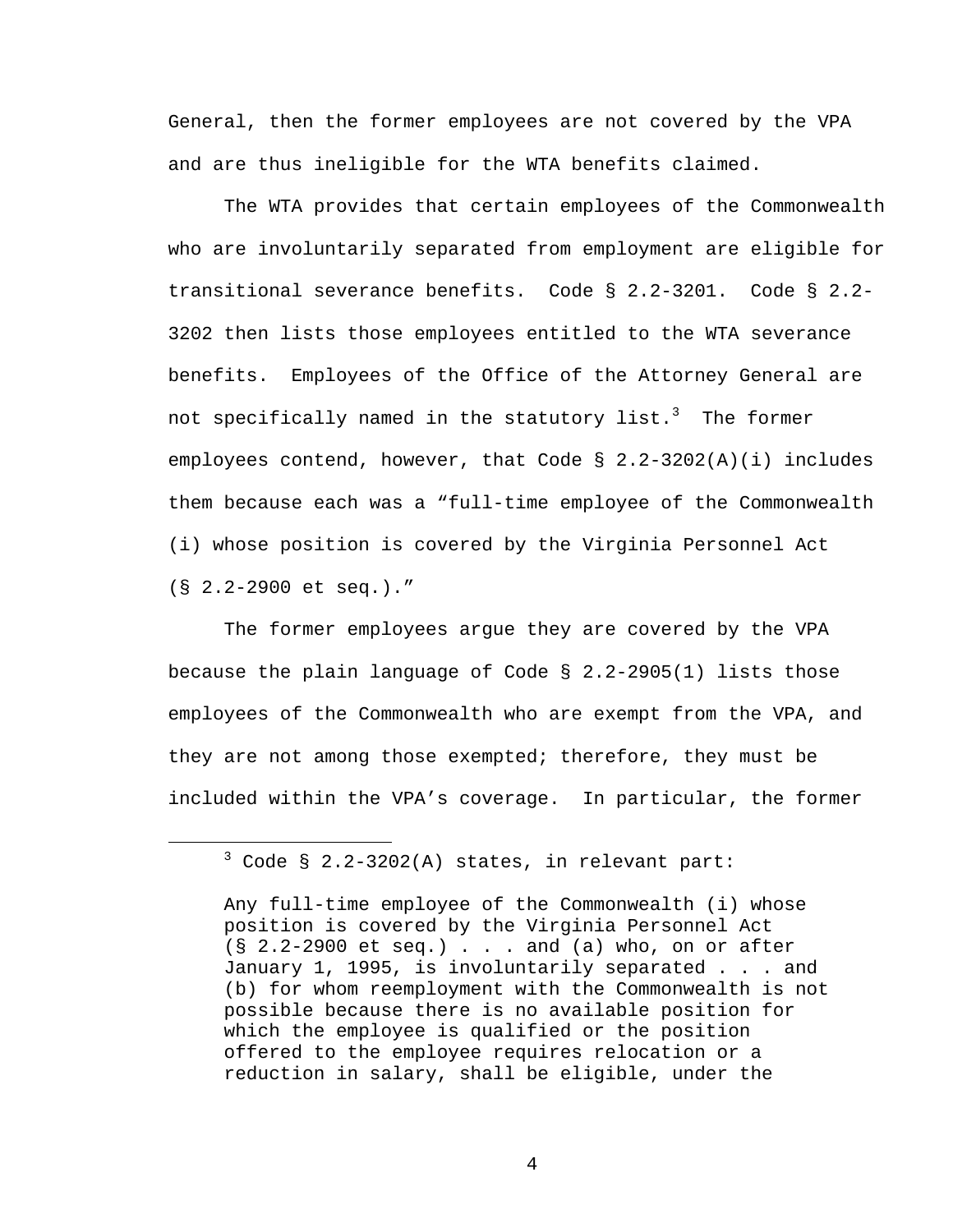General, then the former employees are not covered by the VPA and are thus ineligible for the WTA benefits claimed.

The WTA provides that certain employees of the Commonwealth who are involuntarily separated from employment are eligible for transitional severance benefits. Code § 2.2-3201. Code § 2.2-3202 then lists those employees entitled to the WTA severance benefits. Employees of the Office of the Attorney General are not specifically named in the statutory list.[3] The former employees contend, however, that Code § 2.2-3202(A)(i) includes them because each was a "full-time employee of the Commonwealth (i) whose position is covered by the Virginia Personnel Act (§ 2.2-2900 et seq.)."

The former employees argue they are covered by the VPA because the plain language of Code § 2.2-2905(1) lists those employees of the Commonwealth who are exempt from the VPA, and they are not among those exempted; therefore, they must be included within the VPA's coverage. In particular, the former

---

[3] Code § 2.2-3202(A) states, in relevant part:

> Any full-time employee of the Commonwealth (i) whose position is covered by the Virginia Personnel Act (§ 2.2-2900 et seq.) . . . and (a) who, on or after January 1, 1995, is involuntarily separated . . . and (b) for whom reemployment with the Commonwealth is not possible because there is no available position for which the employee is qualified or the position offered to the employee requires relocation or a reduction in salary, shall be eligible, under the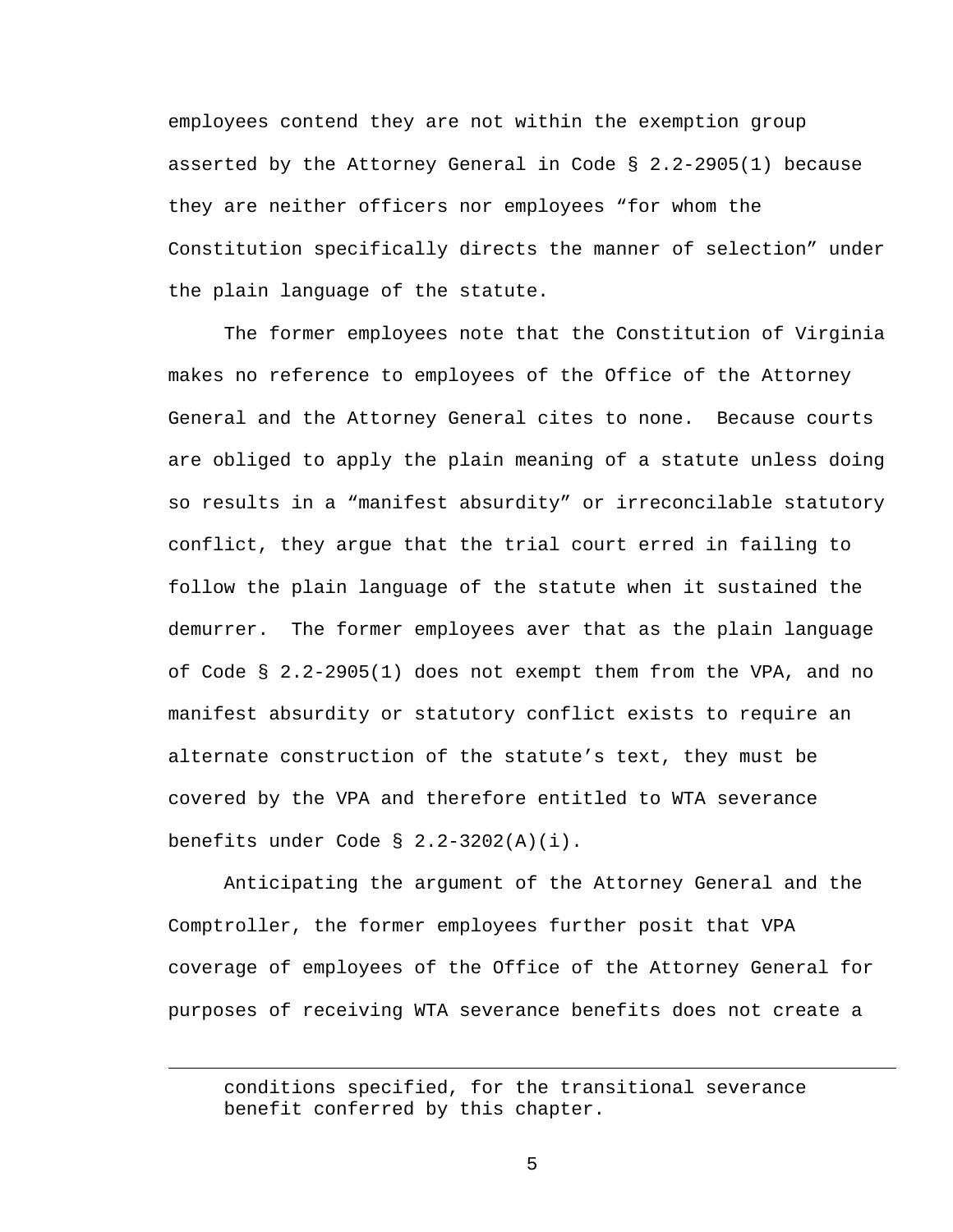employees contend they are not within the exemption group asserted by the Attorney General in Code § 2.2-2905(1) because they are neither officers nor employees "for whom the Constitution specifically directs the manner of selection" under the plain language of the statute.

The former employees note that the Constitution of Virginia makes no reference to employees of the Office of the Attorney General and the Attorney General cites to none. Because courts are obliged to apply the plain meaning of a statute unless doing so results in a "manifest absurdity" or irreconcilable statutory conflict, they argue that the trial court erred in failing to follow the plain language of the statute when it sustained the demurrer. The former employees aver that as the plain language of Code § 2.2-2905(1) does not exempt them from the VPA, and no manifest absurdity or statutory conflict exists to require an alternate construction of the statute's text, they must be covered by the VPA and therefore entitled to WTA severance benefits under Code § 2.2-3202(A)(i).

Anticipating the argument of the Attorney General and the Comptroller, the former employees further posit that VPA coverage of employees of the Office of the Attorney General for purposes of receiving WTA severance benefits does not create a

---

conditions specified, for the transitional severance benefit conferred by this chapter.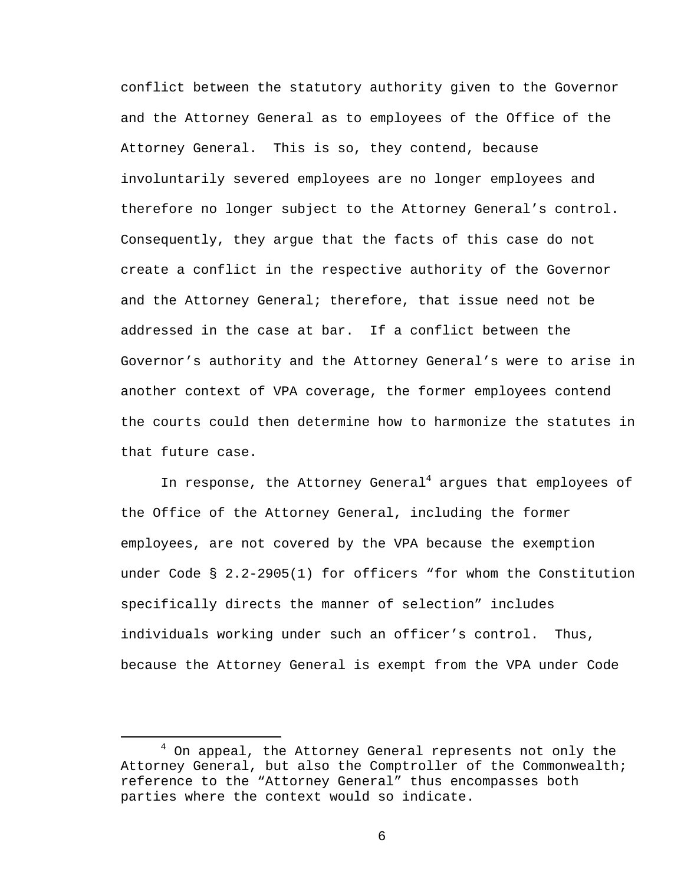conflict between the statutory authority given to the Governor and the Attorney General as to employees of the Office of the Attorney General. This is so, they contend, because involuntarily severed employees are no longer employees and therefore no longer subject to the Attorney General's control. Consequently, they argue that the facts of this case do not create a conflict in the respective authority of the Governor and the Attorney General; therefore, that issue need not be addressed in the case at bar. If a conflict between the Governor's authority and the Attorney General's were to arise in another context of VPA coverage, the former employees contend the courts could then determine how to harmonize the statutes in that future case.

In response, the Attorney General[4] argues that employees of the Office of the Attorney General, including the former employees, are not covered by the VPA because the exemption under Code § 2.2-2905(1) for officers "for whom the Constitution specifically directs the manner of selection" includes individuals working under such an officer's control. Thus, because the Attorney General is exempt from the VPA under Code

---

[4] On appeal, the Attorney General represents not only the Attorney General, but also the Comptroller of the Commonwealth; reference to the "Attorney General" thus encompasses both parties where the context would so indicate.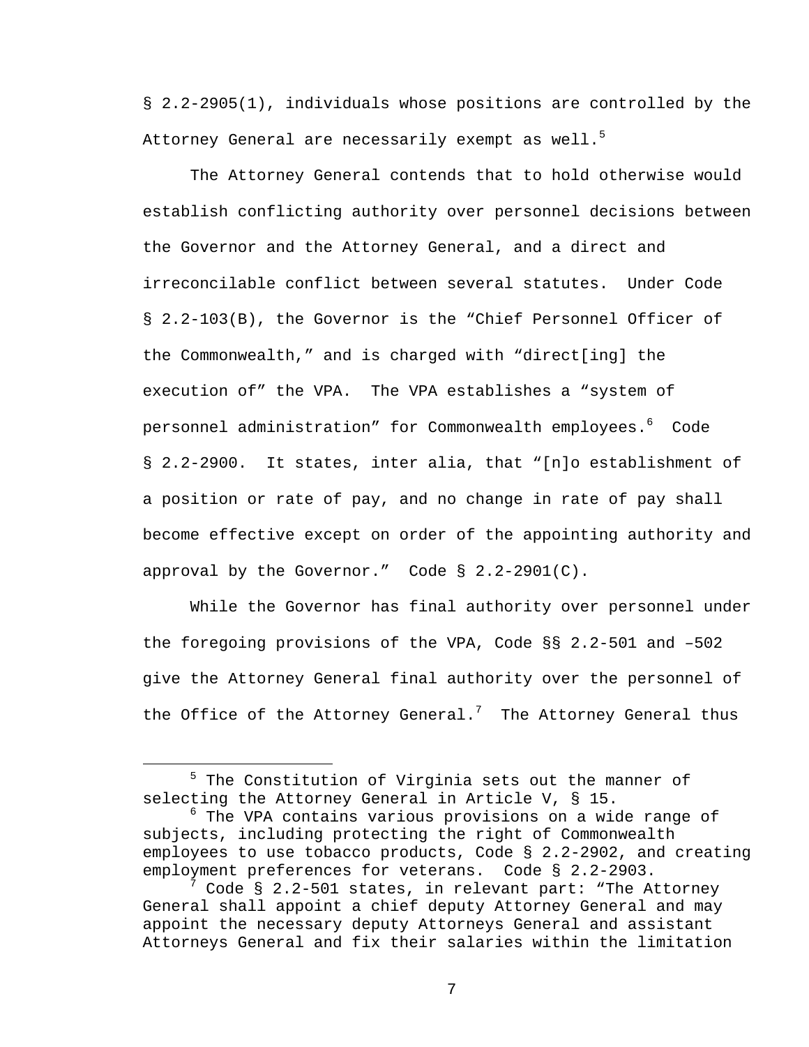§ 2.2-2905(1), individuals whose positions are controlled by the Attorney General are necessarily exempt as well.[5]

The Attorney General contends that to hold otherwise would establish conflicting authority over personnel decisions between the Governor and the Attorney General, and a direct and irreconcilable conflict between several statutes. Under Code § 2.2-103(B), the Governor is the "Chief Personnel Officer of the Commonwealth," and is charged with "direct[ing] the execution of" the VPA. The VPA establishes a "system of personnel administration" for Commonwealth employees.[6] Code § 2.2-2900. It states, inter alia, that "[n]o establishment of a position or rate of pay, and no change in rate of pay shall become effective except on order of the appointing authority and approval by the Governor." Code § 2.2-2901(C).

While the Governor has final authority over personnel under the foregoing provisions of the VPA, Code §§ 2.2-501 and –502 give the Attorney General final authority over the personnel of the Office of the Attorney General.[7] The Attorney General thus

---

[5] The Constitution of Virginia sets out the manner of selecting the Attorney General in Article V, § 15.

[6] The VPA contains various provisions on a wide range of subjects, including protecting the right of Commonwealth employees to use tobacco products, Code § 2.2-2902, and creating employment preferences for veterans. Code § 2.2-2903.

[7] Code § 2.2-501 states, in relevant part: "The Attorney General shall appoint a chief deputy Attorney General and may appoint the necessary deputy Attorneys General and assistant Attorneys General and fix their salaries within the limitation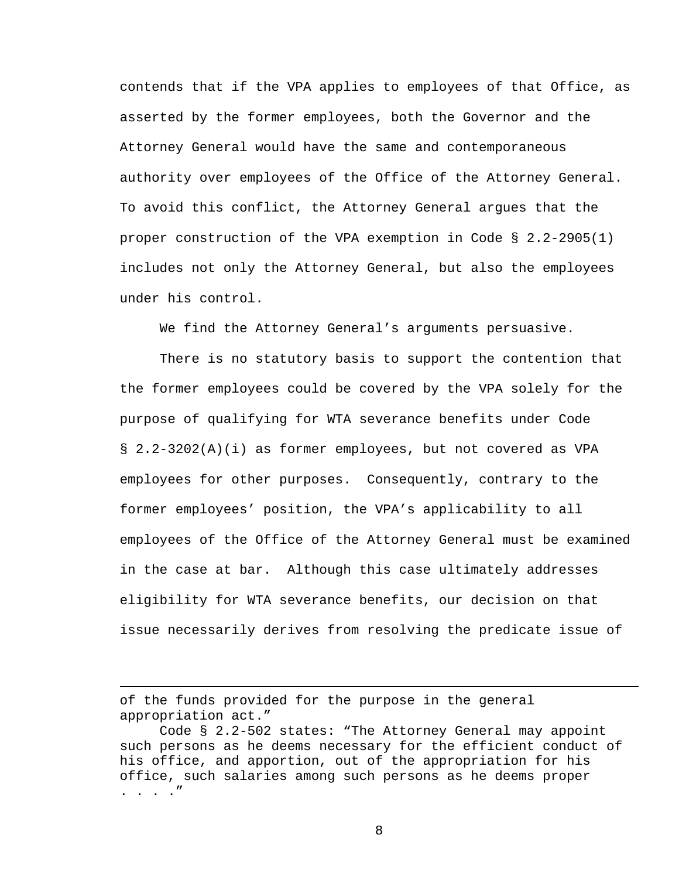contends that if the VPA applies to employees of that Office, as asserted by the former employees, both the Governor and the Attorney General would have the same and contemporaneous authority over employees of the Office of the Attorney General. To avoid this conflict, the Attorney General argues that the proper construction of the VPA exemption in Code § 2.2-2905(1) includes not only the Attorney General, but also the employees under his control.

We find the Attorney General's arguments persuasive.

There is no statutory basis to support the contention that the former employees could be covered by the VPA solely for the purpose of qualifying for WTA severance benefits under Code § 2.2-3202(A)(i) as former employees, but not covered as VPA employees for other purposes. Consequently, contrary to the former employees' position, the VPA's applicability to all employees of the Office of the Attorney General must be examined in the case at bar. Although this case ultimately addresses eligibility for WTA severance benefits, our decision on that issue necessarily derives from resolving the predicate issue of

---

of the funds provided for the purpose in the general appropriation act."

Code § 2.2-502 states: "The Attorney General may appoint such persons as he deems necessary for the efficient conduct of his office, and apportion, out of the appropriation for his office, such salaries among such persons as he deems proper . . . ."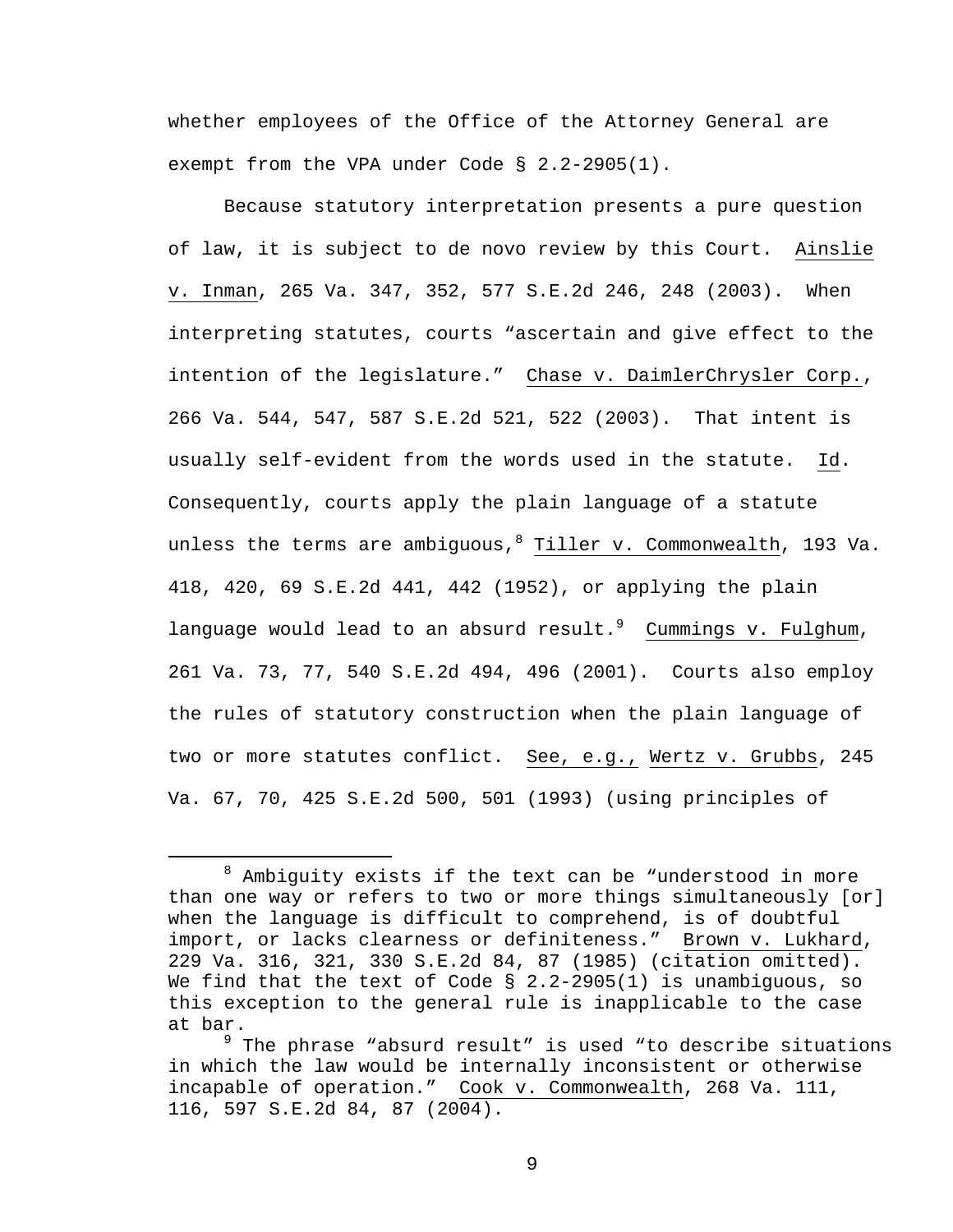whether employees of the Office of the Attorney General are exempt from the VPA under Code § 2.2-2905(1).

Because statutory interpretation presents a pure question of law, it is subject to de novo review by this Court. Ainslie v. Inman, 265 Va. 347, 352, 577 S.E.2d 246, 248 (2003). When interpreting statutes, courts "ascertain and give effect to the intention of the legislature." Chase v. DaimlerChrysler Corp., 266 Va. 544, 547, 587 S.E.2d 521, 522 (2003). That intent is usually self-evident from the words used in the statute. Id. Consequently, courts apply the plain language of a statute unless the terms are ambiguous,[8] Tiller v. Commonwealth, 193 Va. 418, 420, 69 S.E.2d 441, 442 (1952), or applying the plain language would lead to an absurd result.[9] Cummings v. Fulghum, 261 Va. 73, 77, 540 S.E.2d 494, 496 (2001). Courts also employ the rules of statutory construction when the plain language of two or more statutes conflict. See, e.g., Wertz v. Grubbs, 245 Va. 67, 70, 425 S.E.2d 500, 501 (1993) (using principles of

---

[8] Ambiguity exists if the text can be "understood in more than one way or refers to two or more things simultaneously [or] when the language is difficult to comprehend, is of doubtful import, or lacks clearness or definiteness." Brown v. Lukhard, 229 Va. 316, 321, 330 S.E.2d 84, 87 (1985) (citation omitted). We find that the text of Code § 2.2-2905(1) is unambiguous, so this exception to the general rule is inapplicable to the case at bar.

[9] The phrase "absurd result" is used "to describe situations in which the law would be internally inconsistent or otherwise incapable of operation." Cook v. Commonwealth, 268 Va. 111, 116, 597 S.E.2d 84, 87 (2004).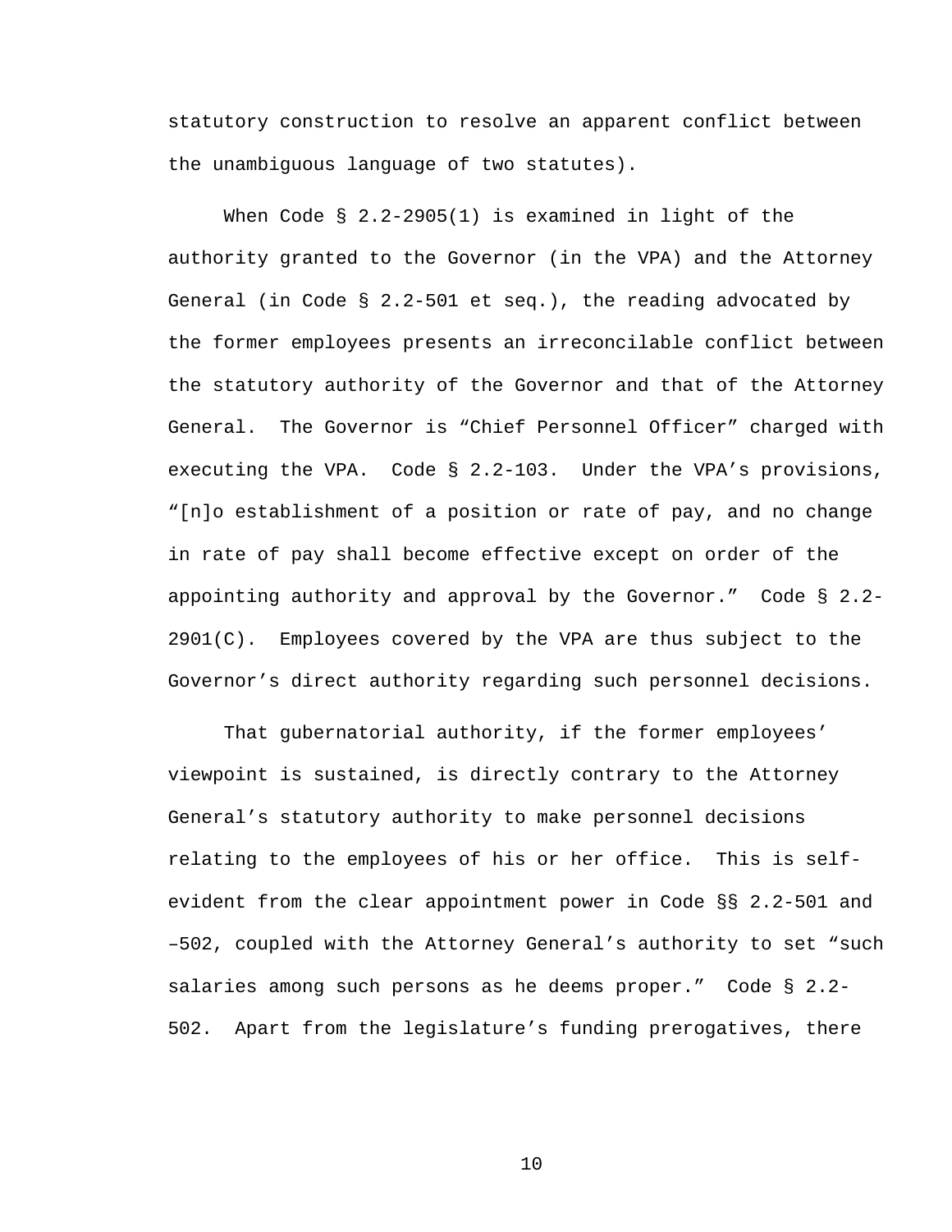statutory construction to resolve an apparent conflict between the unambiguous language of two statutes).

When Code § 2.2-2905(1) is examined in light of the authority granted to the Governor (in the VPA) and the Attorney General (in Code § 2.2-501 et seq.), the reading advocated by the former employees presents an irreconcilable conflict between the statutory authority of the Governor and that of the Attorney General. The Governor is "Chief Personnel Officer" charged with executing the VPA. Code § 2.2-103. Under the VPA's provisions, "[n]o establishment of a position or rate of pay, and no change in rate of pay shall become effective except on order of the appointing authority and approval by the Governor." Code § 2.2-2901(C). Employees covered by the VPA are thus subject to the Governor's direct authority regarding such personnel decisions.

That gubernatorial authority, if the former employees' viewpoint is sustained, is directly contrary to the Attorney General's statutory authority to make personnel decisions relating to the employees of his or her office. This is self-evident from the clear appointment power in Code §§ 2.2-501 and –502, coupled with the Attorney General's authority to set "such salaries among such persons as he deems proper." Code § 2.2-502. Apart from the legislature's funding prerogatives, there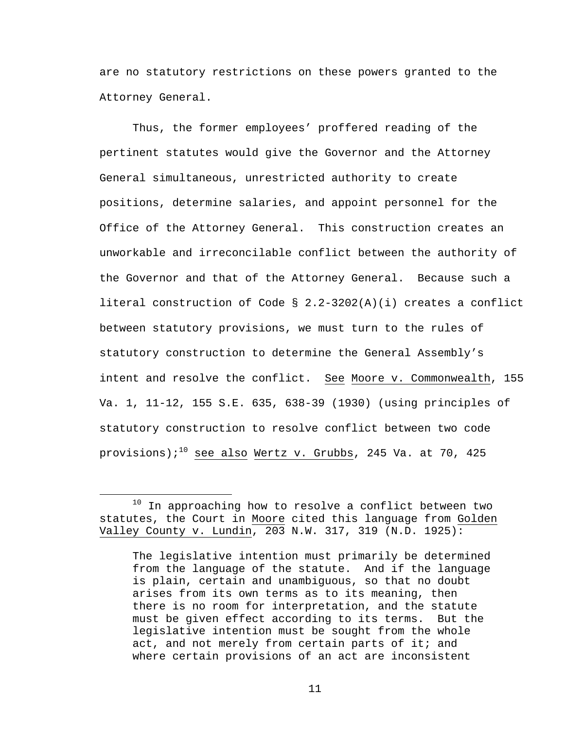are no statutory restrictions on these powers granted to the Attorney General.

Thus, the former employees' proffered reading of the pertinent statutes would give the Governor and the Attorney General simultaneous, unrestricted authority to create positions, determine salaries, and appoint personnel for the Office of the Attorney General. This construction creates an unworkable and irreconcilable conflict between the authority of the Governor and that of the Attorney General. Because such a literal construction of Code § 2.2-3202(A)(i) creates a conflict between statutory provisions, we must turn to the rules of statutory construction to determine the General Assembly's intent and resolve the conflict. See Moore v. Commonwealth, 155 Va. 1, 11-12, 155 S.E. 635, 638-39 (1930) (using principles of statutory construction to resolve conflict between two code provisions);[10] see also Wertz v. Grubbs, 245 Va. at 70, 425

---

[10] In approaching how to resolve a conflict between two statutes, the Court in Moore cited this language from Golden Valley County v. Lundin, 203 N.W. 317, 319 (N.D. 1925):

> The legislative intention must primarily be determined from the language of the statute. And if the language is plain, certain and unambiguous, so that no doubt arises from its own terms as to its meaning, then there is no room for interpretation, and the statute must be given effect according to its terms. But the legislative intention must be sought from the whole act, and not merely from certain parts of it; and where certain provisions of an act are inconsistent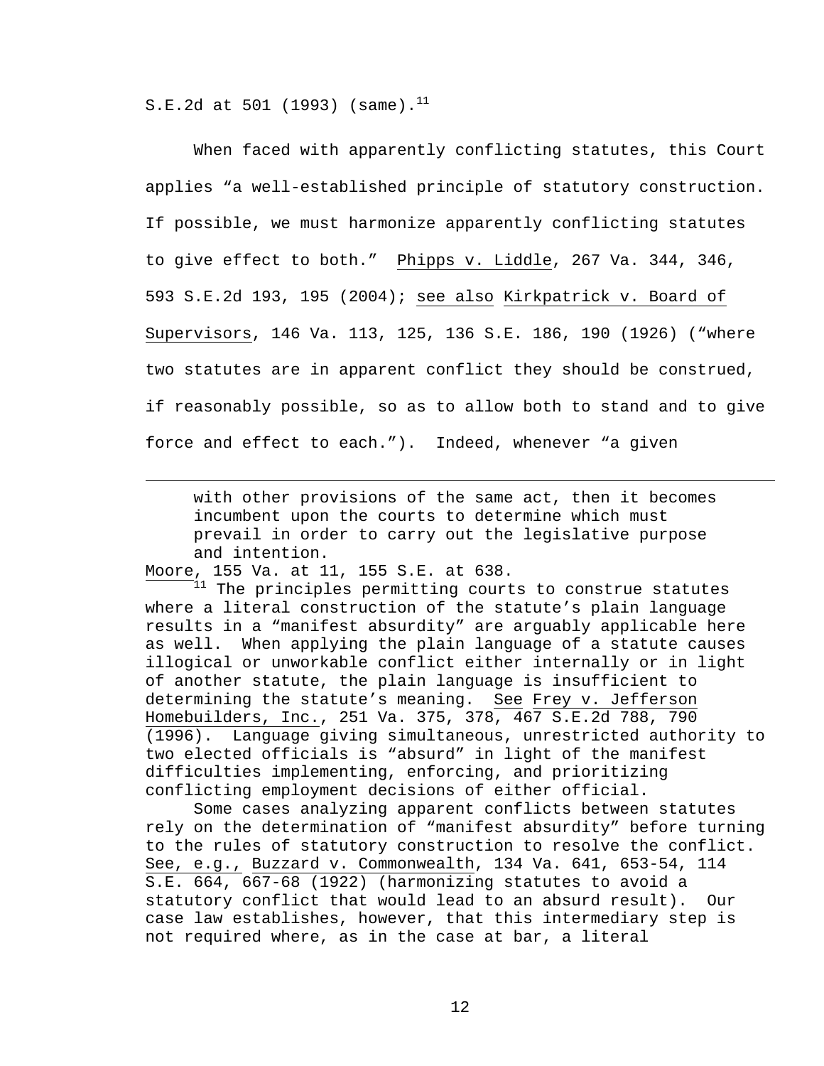S.E.2d at 501 (1993) (same).[11]

When faced with apparently conflicting statutes, this Court applies "a well-established principle of statutory construction. If possible, we must harmonize apparently conflicting statutes to give effect to both." Phipps v. Liddle, 267 Va. 344, 346, 593 S.E.2d 193, 195 (2004); see also Kirkpatrick v. Board of Supervisors, 146 Va. 113, 125, 136 S.E. 186, 190 (1926) ("where two statutes are in apparent conflict they should be construed, if reasonably possible, so as to allow both to stand and to give force and effect to each."). Indeed, whenever "a given

---

> with other provisions of the same act, then it becomes incumbent upon the courts to determine which must prevail in order to carry out the legislative purpose and intention.

Moore, 155 Va. at 11, 155 S.E. at 638.

[11] The principles permitting courts to construe statutes where a literal construction of the statute's plain language results in a "manifest absurdity" are arguably applicable here as well. When applying the plain language of a statute causes illogical or unworkable conflict either internally or in light of another statute, the plain language is insufficient to determining the statute's meaning. See Frey v. Jefferson Homebuilders, Inc., 251 Va. 375, 378, 467 S.E.2d 788, 790 (1996). Language giving simultaneous, unrestricted authority to two elected officials is "absurd" in light of the manifest difficulties implementing, enforcing, and prioritizing conflicting employment decisions of either official.

Some cases analyzing apparent conflicts between statutes rely on the determination of "manifest absurdity" before turning to the rules of statutory construction to resolve the conflict. See, e.g., Buzzard v. Commonwealth, 134 Va. 641, 653-54, 114 S.E. 664, 667-68 (1922) (harmonizing statutes to avoid a statutory conflict that would lead to an absurd result). Our case law establishes, however, that this intermediary step is not required where, as in the case at bar, a literal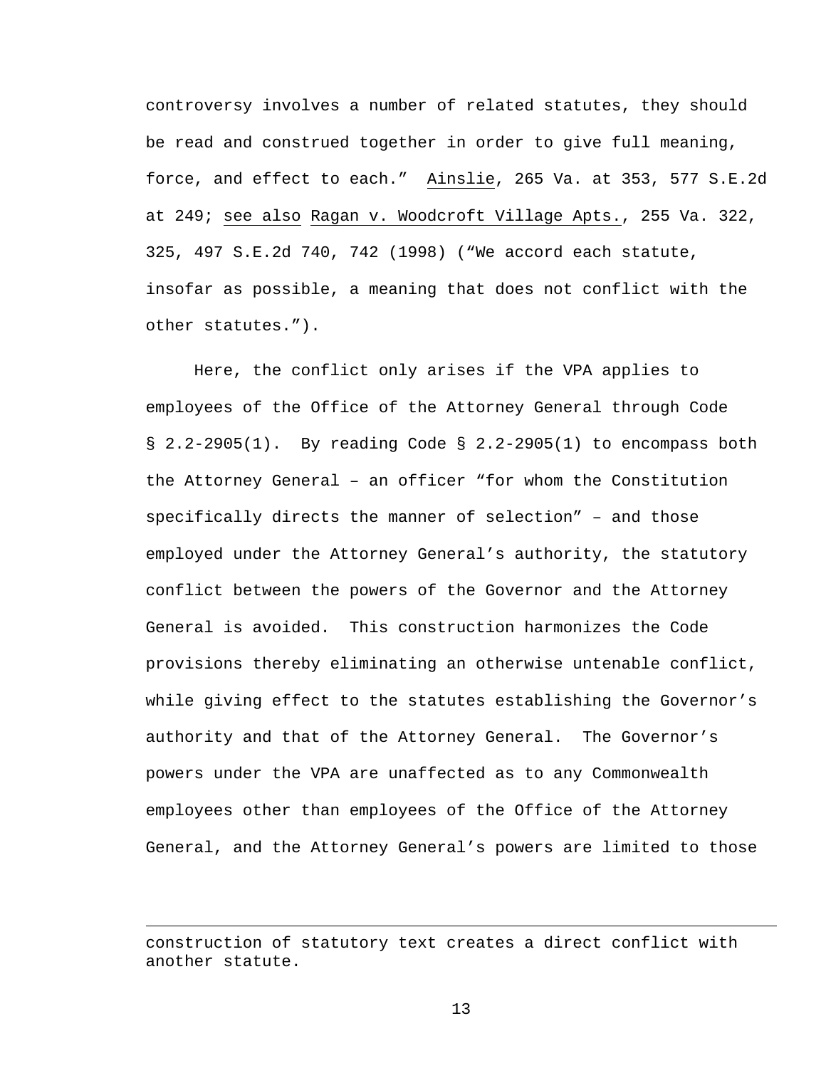controversy involves a number of related statutes, they should be read and construed together in order to give full meaning, force, and effect to each." Ainslie, 265 Va. at 353, 577 S.E.2d at 249; see also Ragan v. Woodcroft Village Apts., 255 Va. 322, 325, 497 S.E.2d 740, 742 (1998) ("We accord each statute, insofar as possible, a meaning that does not conflict with the other statutes.").

Here, the conflict only arises if the VPA applies to employees of the Office of the Attorney General through Code § 2.2-2905(1). By reading Code § 2.2-2905(1) to encompass both the Attorney General – an officer "for whom the Constitution specifically directs the manner of selection" – and those employed under the Attorney General's authority, the statutory conflict between the powers of the Governor and the Attorney General is avoided. This construction harmonizes the Code provisions thereby eliminating an otherwise untenable conflict, while giving effect to the statutes establishing the Governor's authority and that of the Attorney General. The Governor's powers under the VPA are unaffected as to any Commonwealth employees other than employees of the Office of the Attorney General, and the Attorney General's powers are limited to those

---

construction of statutory text creates a direct conflict with another statute.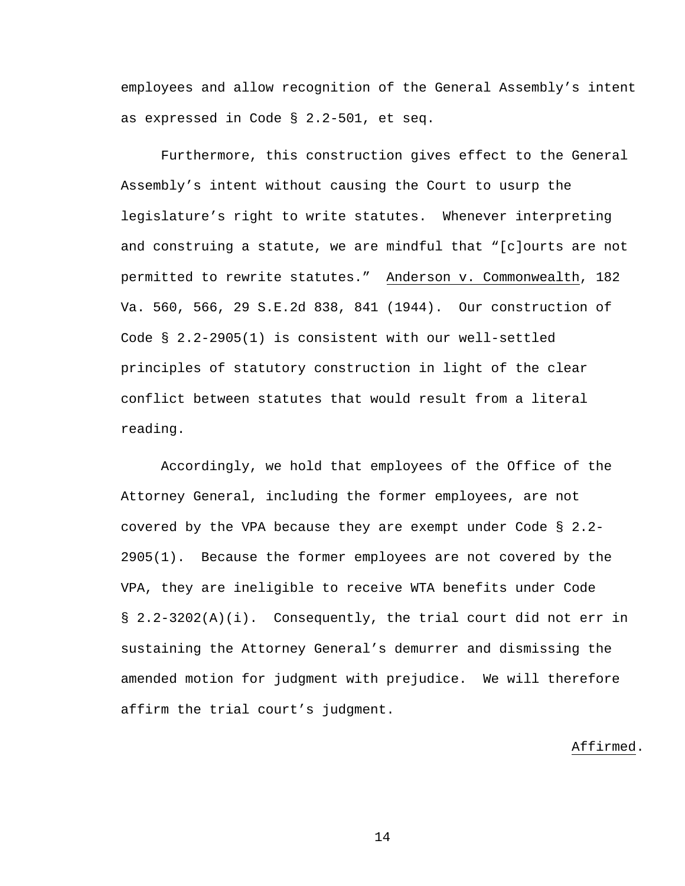employees and allow recognition of the General Assembly's intent as expressed in Code § 2.2-501, et seq.

Furthermore, this construction gives effect to the General Assembly's intent without causing the Court to usurp the legislature's right to write statutes. Whenever interpreting and construing a statute, we are mindful that "[c]ourts are not permitted to rewrite statutes." Anderson v. Commonwealth, 182 Va. 560, 566, 29 S.E.2d 838, 841 (1944). Our construction of Code § 2.2-2905(1) is consistent with our well-settled principles of statutory construction in light of the clear conflict between statutes that would result from a literal reading.

Accordingly, we hold that employees of the Office of the Attorney General, including the former employees, are not covered by the VPA because they are exempt under Code § 2.2-2905(1). Because the former employees are not covered by the VPA, they are ineligible to receive WTA benefits under Code § 2.2-3202(A)(i). Consequently, the trial court did not err in sustaining the Attorney General's demurrer and dismissing the amended motion for judgment with prejudice. We will therefore affirm the trial court's judgment.

Affirmed.